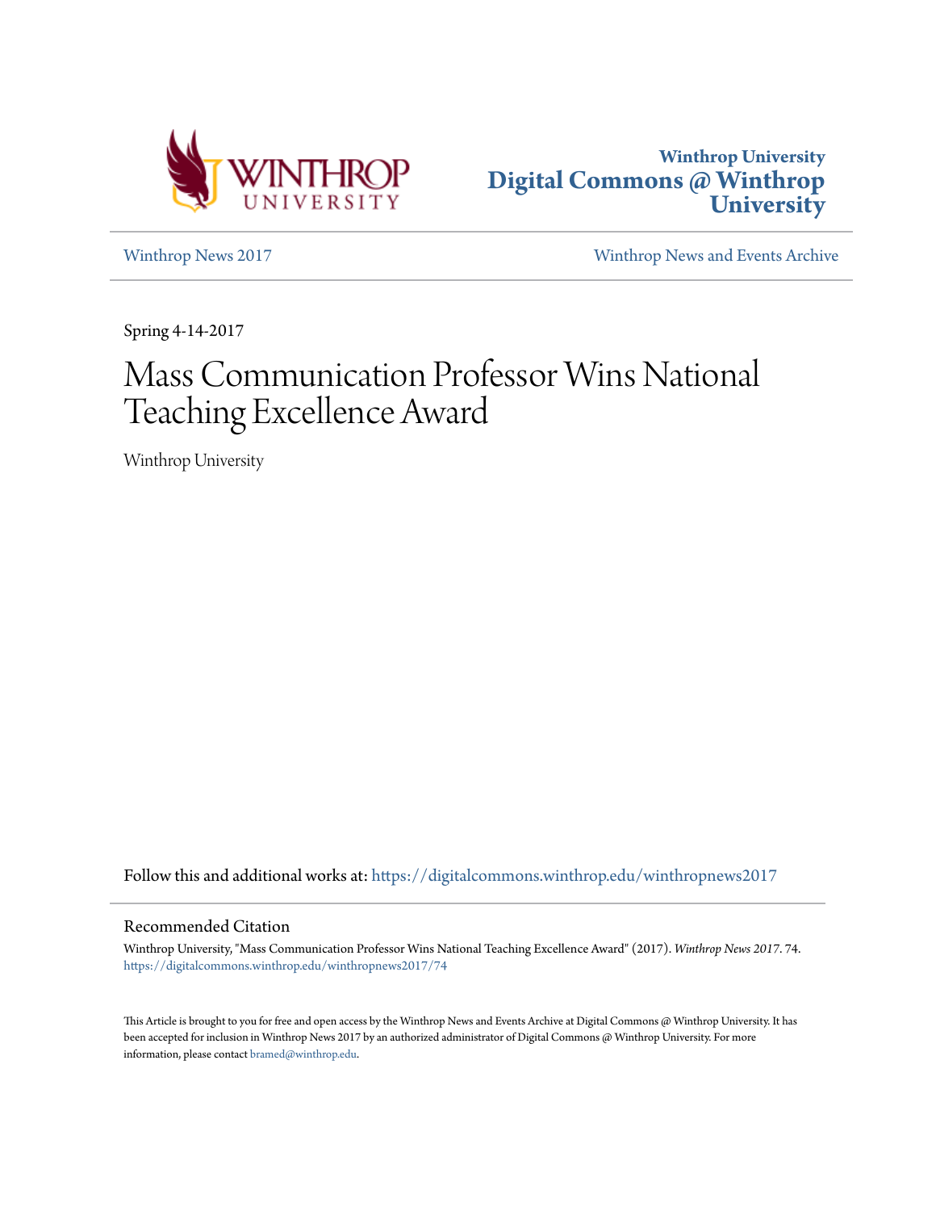Winthrop University
**Digital Commons @ Winthrop University**

Winthrop News 2017

Winthrop News and Events Archive

Spring 4-14-2017

# Mass Communication Professor Wins National Teaching Excellence Award

Winthrop University

Follow this and additional works at: https://digitalcommons.winthrop.edu/winthropnews2017

## Recommended Citation

Winthrop University, "Mass Communication Professor Wins National Teaching Excellence Award" (2017). *Winthrop News 2017*. 74.
https://digitalcommons.winthrop.edu/winthropnews2017/74

This Article is brought to you for free and open access by the Winthrop News and Events Archive at Digital Commons @ Winthrop University. It has been accepted for inclusion in Winthrop News 2017 by an authorized administrator of Digital Commons @ Winthrop University. For more information, please contact bramed@winthrop.edu.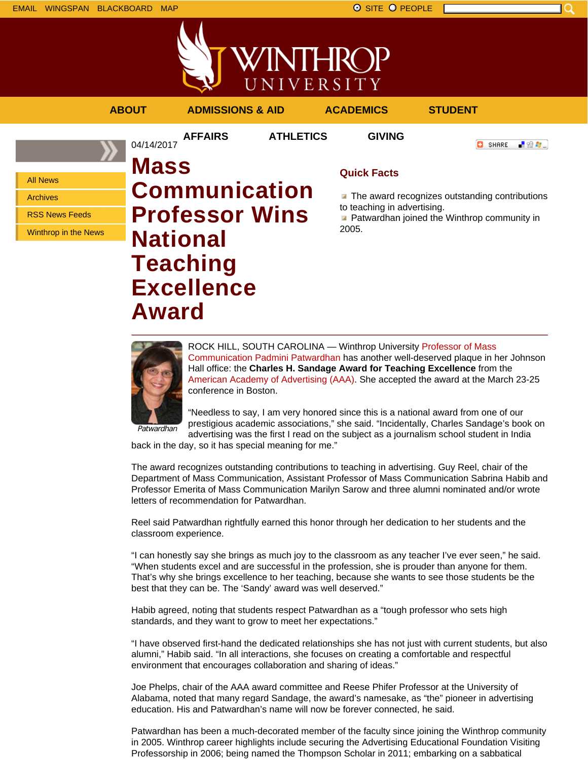EMAIL WINGSPAN BLACKBOARD MAP

SITE PEOPLE

ABOUT ADMISSIONS & AID ACADEMICS STUDENT AFFAIRS ATHLETICS GIVING

- All News
- Archives
- RSS News Feeds
- Winthrop in the News

04/14/2017

# Mass Communication Professor Wins National Teaching Excellence Award

SHARE

## Quick Facts

- The award recognizes outstanding contributions to teaching in advertising.
- Patwardhan joined the Winthrop community in 2005.

---

*Patwardhan*

ROCK HILL, SOUTH CAROLINA — Winthrop University Professor of Mass Communication Padmini Patwardhan has another well-deserved plaque in her Johnson Hall office: the **Charles H. Sandage Award for Teaching Excellence** from the American Academy of Advertising (AAA). She accepted the award at the March 23-25 conference in Boston.

“Needless to say, I am very honored since this is a national award from one of our prestigious academic associations,” she said. “Incidentally, Charles Sandage’s book on advertising was the first I read on the subject as a journalism school student in India back in the day, so it has special meaning for me.”

The award recognizes outstanding contributions to teaching in advertising. Guy Reel, chair of the Department of Mass Communication, Assistant Professor of Mass Communication Sabrina Habib and Professor Emerita of Mass Communication Marilyn Sarow and three alumni nominated and/or wrote letters of recommendation for Patwardhan.

Reel said Patwardhan rightfully earned this honor through her dedication to her students and the classroom experience.

“I can honestly say she brings as much joy to the classroom as any teacher I’ve ever seen,” he said. “When students excel and are successful in the profession, she is prouder than anyone for them. That’s why she brings excellence to her teaching, because she wants to see those students be the best that they can be. The ‘Sandy’ award was well deserved.”

Habib agreed, noting that students respect Patwardhan as a “tough professor who sets high standards, and they want to grow to meet her expectations.”

“I have observed first-hand the dedicated relationships she has not just with current students, but also alumni,” Habib said. “In all interactions, she focuses on creating a comfortable and respectful environment that encourages collaboration and sharing of ideas.”

Joe Phelps, chair of the AAA award committee and Reese Phifer Professor at the University of Alabama, noted that many regard Sandage, the award’s namesake, as “the” pioneer in advertising education. His and Patwardhan’s name will now be forever connected, he said.

Patwardhan has been a much-decorated member of the faculty since joining the Winthrop community in 2005. Winthrop career highlights include securing the Advertising Educational Foundation Visiting Professorship in 2006; being named the Thompson Scholar in 2011; embarking on a sabbatical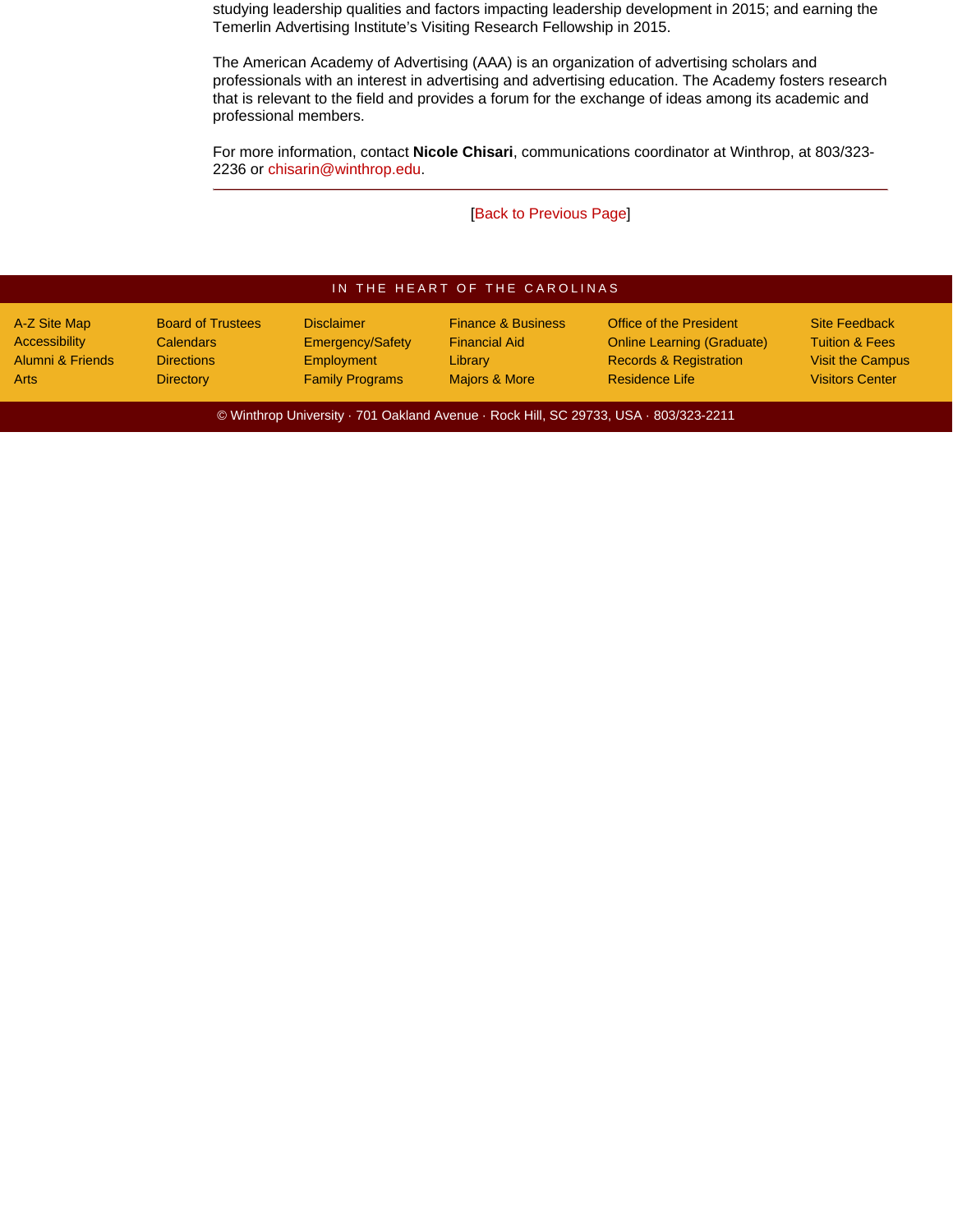studying leadership qualities and factors impacting leadership development in 2015; and earning the Temerlin Advertising Institute's Visiting Research Fellowship in 2015.

The American Academy of Advertising (AAA) is an organization of advertising scholars and professionals with an interest in advertising and advertising education. The Academy fosters research that is relevant to the field and provides a forum for the exchange of ideas among its academic and professional members.

For more information, contact **Nicole Chisari**, communications coordinator at Winthrop, at 803/323-2236 or chisarin@winthrop.edu.

---

[Back to Previous Page]

IN THE HEART OF THE CAROLINAS

A-Z Site Map
Accessibility
Alumni & Friends
Arts
Board of Trustees
Calendars
Directions
Directory
Disclaimer
Emergency/Safety
Employment
Family Programs
Finance & Business
Financial Aid
Library
Majors & More
Office of the President
Online Learning (Graduate)
Records & Registration
Residence Life
Site Feedback
Tuition & Fees
Visit the Campus
Visitors Center

© Winthrop University · 701 Oakland Avenue · Rock Hill, SC 29733, USA · 803/323-2211